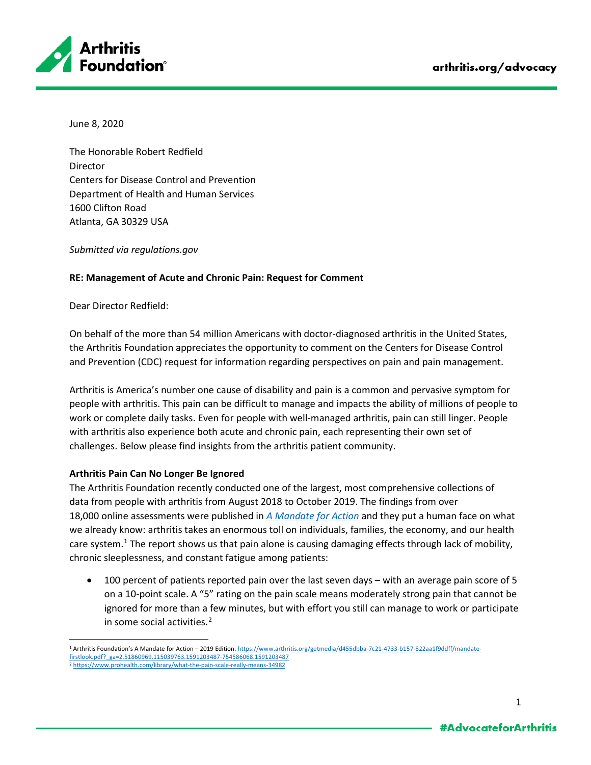June 8, 2020

The Honorable Robert Redfield
Director
Centers for Disease Control and Prevention
Department of Health and Human Services
1600 Clifton Road
Atlanta, GA 30329 USA

*Submitted via regulations.gov*

**RE: Management of Acute and Chronic Pain: Request for Comment**

Dear Director Redfield:

On behalf of the more than 54 million Americans with doctor-diagnosed arthritis in the United States, the Arthritis Foundation appreciates the opportunity to comment on the Centers for Disease Control and Prevention (CDC) request for information regarding perspectives on pain and pain management.

Arthritis is America's number one cause of disability and pain is a common and pervasive symptom for people with arthritis. This pain can be difficult to manage and impacts the ability of millions of people to work or complete daily tasks. Even for people with well-managed arthritis, pain can still linger. People with arthritis also experience both acute and chronic pain, each representing their own set of challenges. Below please find insights from the arthritis patient community.

**Arthritis Pain Can No Longer Be Ignored**

The Arthritis Foundation recently conducted one of the largest, most comprehensive collections of data from people with arthritis from August 2018 to October 2019. The findings from over 18,000 online assessments were published in [*A Mandate for Action*](https://www.arthritis.org/getmedia/d455dbba-7c21-4733-b157-822aa1f9ddff/mandate-firstlook.pdf) and they put a human face on what we already know: arthritis takes an enormous toll on individuals, families, the economy, and our health care system.[1] The report shows us that pain alone is causing damaging effects through lack of mobility, chronic sleeplessness, and constant fatigue among patients:

- 100 percent of patients reported pain over the last seven days – with an average pain score of 5 on a 10-point scale. A "5" rating on the pain scale means moderately strong pain that cannot be ignored for more than a few minutes, but with effort you still can manage to work or participate in some social activities.[2]

---

[1] Arthritis Foundation's A Mandate for Action – 2019 Edition. https://www.arthritis.org/getmedia/d455dbba-7c21-4733-b157-822aa1f9ddff/mandate-firstlook.pdf?_ga=2.51860969.115039763.1591203487-754586068.1591203487

[2] https://www.prohealth.com/library/what-the-pain-scale-really-means-34982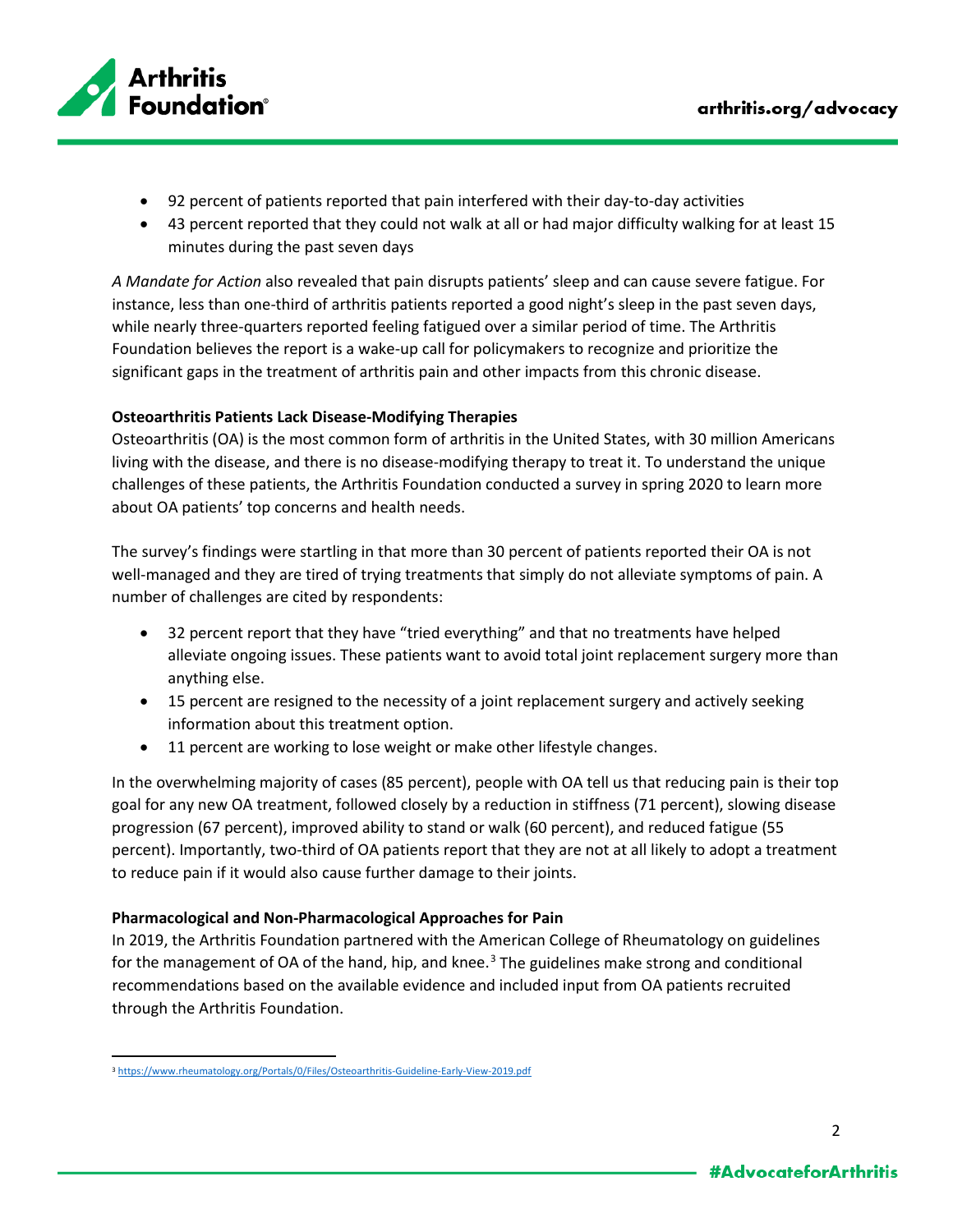- 92 percent of patients reported that pain interfered with their day-to-day activities
- 43 percent reported that they could not walk at all or had major difficulty walking for at least 15 minutes during the past seven days

*A Mandate for Action* also revealed that pain disrupts patients' sleep and can cause severe fatigue. For instance, less than one-third of arthritis patients reported a good night's sleep in the past seven days, while nearly three-quarters reported feeling fatigued over a similar period of time. The Arthritis Foundation believes the report is a wake-up call for policymakers to recognize and prioritize the significant gaps in the treatment of arthritis pain and other impacts from this chronic disease.

**Osteoarthritis Patients Lack Disease-Modifying Therapies**

Osteoarthritis (OA) is the most common form of arthritis in the United States, with 30 million Americans living with the disease, and there is no disease-modifying therapy to treat it. To understand the unique challenges of these patients, the Arthritis Foundation conducted a survey in spring 2020 to learn more about OA patients' top concerns and health needs.

The survey's findings were startling in that more than 30 percent of patients reported their OA is not well-managed and they are tired of trying treatments that simply do not alleviate symptoms of pain. A number of challenges are cited by respondents:

- 32 percent report that they have "tried everything" and that no treatments have helped alleviate ongoing issues. These patients want to avoid total joint replacement surgery more than anything else.
- 15 percent are resigned to the necessity of a joint replacement surgery and actively seeking information about this treatment option.
- 11 percent are working to lose weight or make other lifestyle changes.

In the overwhelming majority of cases (85 percent), people with OA tell us that reducing pain is their top goal for any new OA treatment, followed closely by a reduction in stiffness (71 percent), slowing disease progression (67 percent), improved ability to stand or walk (60 percent), and reduced fatigue (55 percent). Importantly, two-third of OA patients report that they are not at all likely to adopt a treatment to reduce pain if it would also cause further damage to their joints.

**Pharmacological and Non-Pharmacological Approaches for Pain**

In 2019, the Arthritis Foundation partnered with the American College of Rheumatology on guidelines for the management of OA of the hand, hip, and knee.[3] The guidelines make strong and conditional recommendations based on the available evidence and included input from OA patients recruited through the Arthritis Foundation.

---

[3] https://www.rheumatology.org/Portals/0/Files/Osteoarthritis-Guideline-Early-View-2019.pdf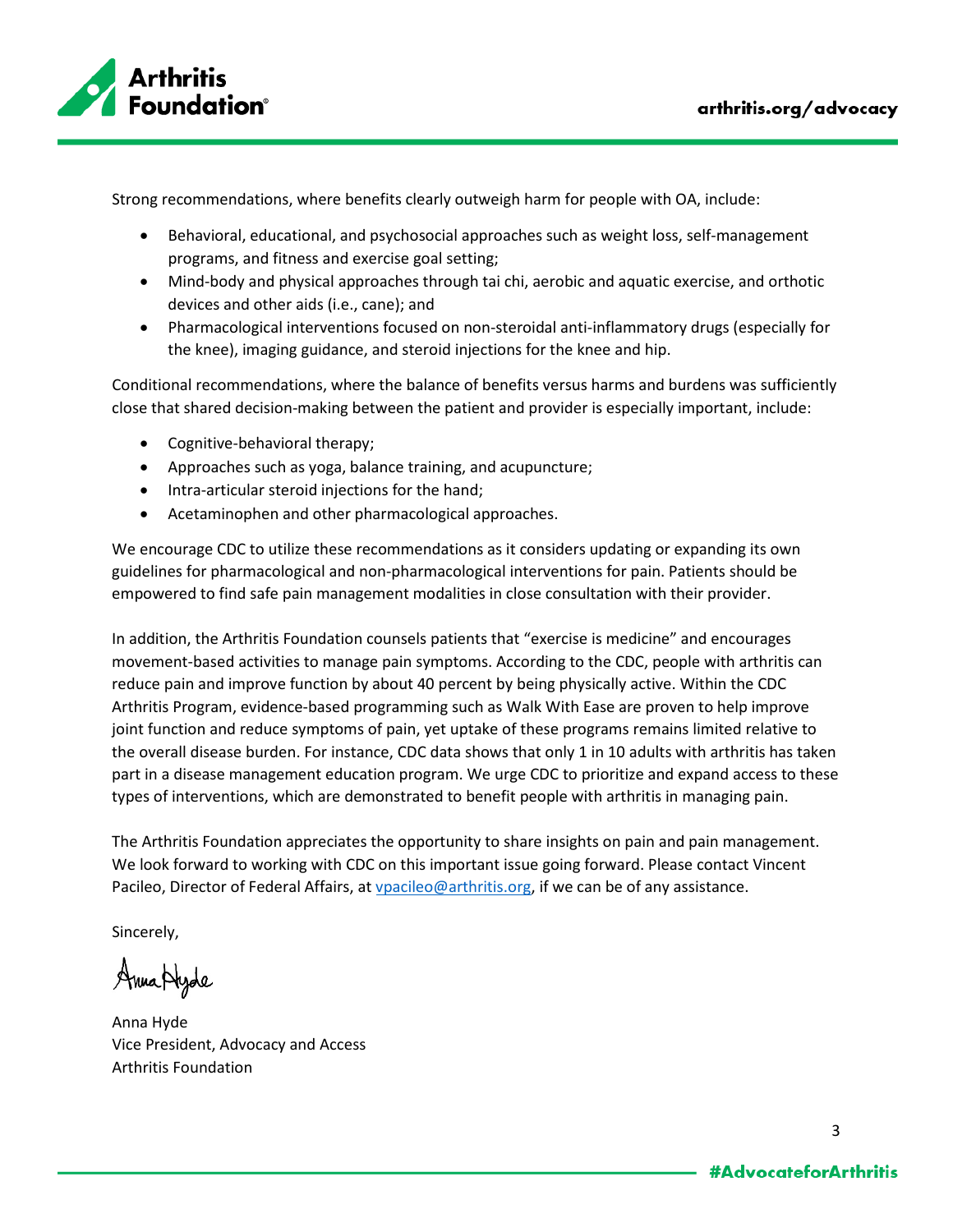Strong recommendations, where benefits clearly outweigh harm for people with OA, include:

- Behavioral, educational, and psychosocial approaches such as weight loss, self-management programs, and fitness and exercise goal setting;
- Mind-body and physical approaches through tai chi, aerobic and aquatic exercise, and orthotic devices and other aids (i.e., cane); and
- Pharmacological interventions focused on non-steroidal anti-inflammatory drugs (especially for the knee), imaging guidance, and steroid injections for the knee and hip.

Conditional recommendations, where the balance of benefits versus harms and burdens was sufficiently close that shared decision-making between the patient and provider is especially important, include:

- Cognitive-behavioral therapy;
- Approaches such as yoga, balance training, and acupuncture;
- Intra-articular steroid injections for the hand;
- Acetaminophen and other pharmacological approaches.

We encourage CDC to utilize these recommendations as it considers updating or expanding its own guidelines for pharmacological and non-pharmacological interventions for pain. Patients should be empowered to find safe pain management modalities in close consultation with their provider.

In addition, the Arthritis Foundation counsels patients that "exercise is medicine" and encourages movement-based activities to manage pain symptoms. According to the CDC, people with arthritis can reduce pain and improve function by about 40 percent by being physically active. Within the CDC Arthritis Program, evidence-based programming such as Walk With Ease are proven to help improve joint function and reduce symptoms of pain, yet uptake of these programs remains limited relative to the overall disease burden. For instance, CDC data shows that only 1 in 10 adults with arthritis has taken part in a disease management education program. We urge CDC to prioritize and expand access to these types of interventions, which are demonstrated to benefit people with arthritis in managing pain.

The Arthritis Foundation appreciates the opportunity to share insights on pain and pain management. We look forward to working with CDC on this important issue going forward. Please contact Vincent Pacileo, Director of Federal Affairs, at vpacileo@arthritis.org, if we can be of any assistance.

Sincerely,

Anna Hyde

Anna Hyde
Vice President, Advocacy and Access
Arthritis Foundation